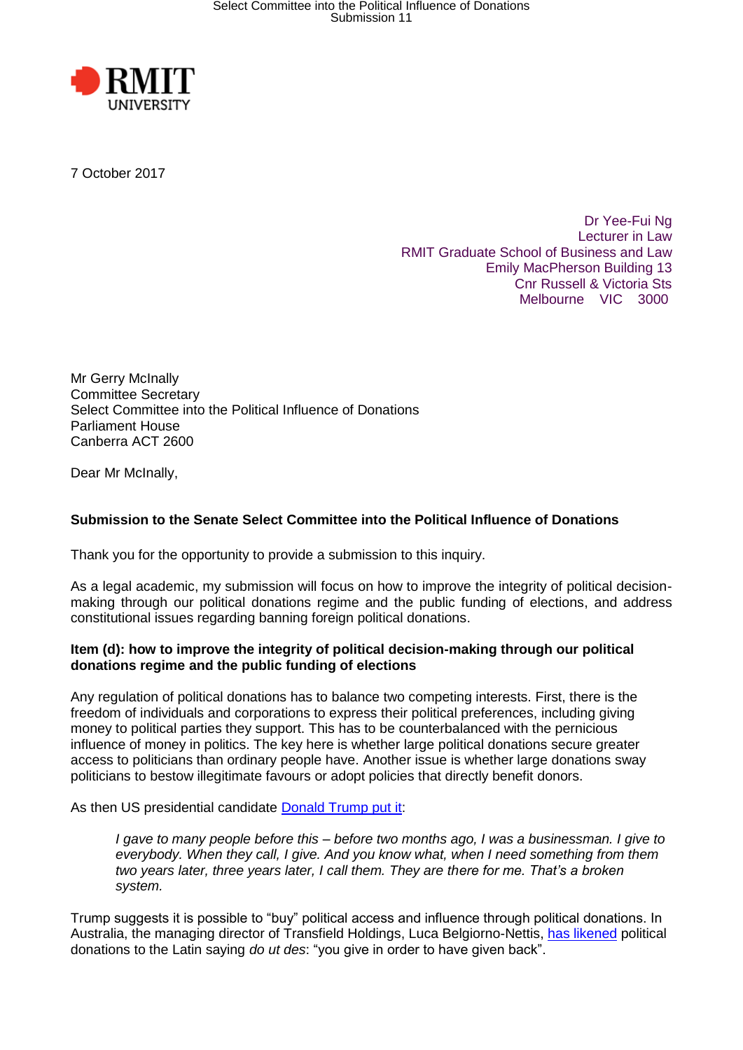RMIT UNIVERSITY

7 October 2017

Dr Yee-Fui Ng
Lecturer in Law
RMIT Graduate School of Business and Law
Emily MacPherson Building 13
Cnr Russell & Victoria Sts
Melbourne VIC 3000

Mr Gerry McInally
Committee Secretary
Select Committee into the Political Influence of Donations
Parliament House
Canberra ACT 2600

Dear Mr McInally,

**Submission to the Senate Select Committee into the Political Influence of Donations**

Thank you for the opportunity to provide a submission to this inquiry.

As a legal academic, my submission will focus on how to improve the integrity of political decision-making through our political donations regime and the public funding of elections, and address constitutional issues regarding banning foreign political donations.

**Item (d): how to improve the integrity of political decision-making through our political donations regime and the public funding of elections**

Any regulation of political donations has to balance two competing interests. First, there is the freedom of individuals and corporations to express their political preferences, including giving money to political parties they support. This has to be counterbalanced with the pernicious influence of money in politics. The key here is whether large political donations secure greater access to politicians than ordinary people have. Another issue is whether large donations sway politicians to bestow illegitimate favours or adopt policies that directly benefit donors.

As then US presidential candidate Donald Trump put it:

> *I gave to many people before this – before two months ago, I was a businessman. I give to everybody. When they call, I give. And you know what, when I need something from them two years later, three years later, I call them. They are there for me. That's a broken system.*

Trump suggests it is possible to "buy" political access and influence through political donations. In Australia, the managing director of Transfield Holdings, Luca Belgiorno-Nettis, has likened political donations to the Latin saying *do ut des*: "you give in order to have given back".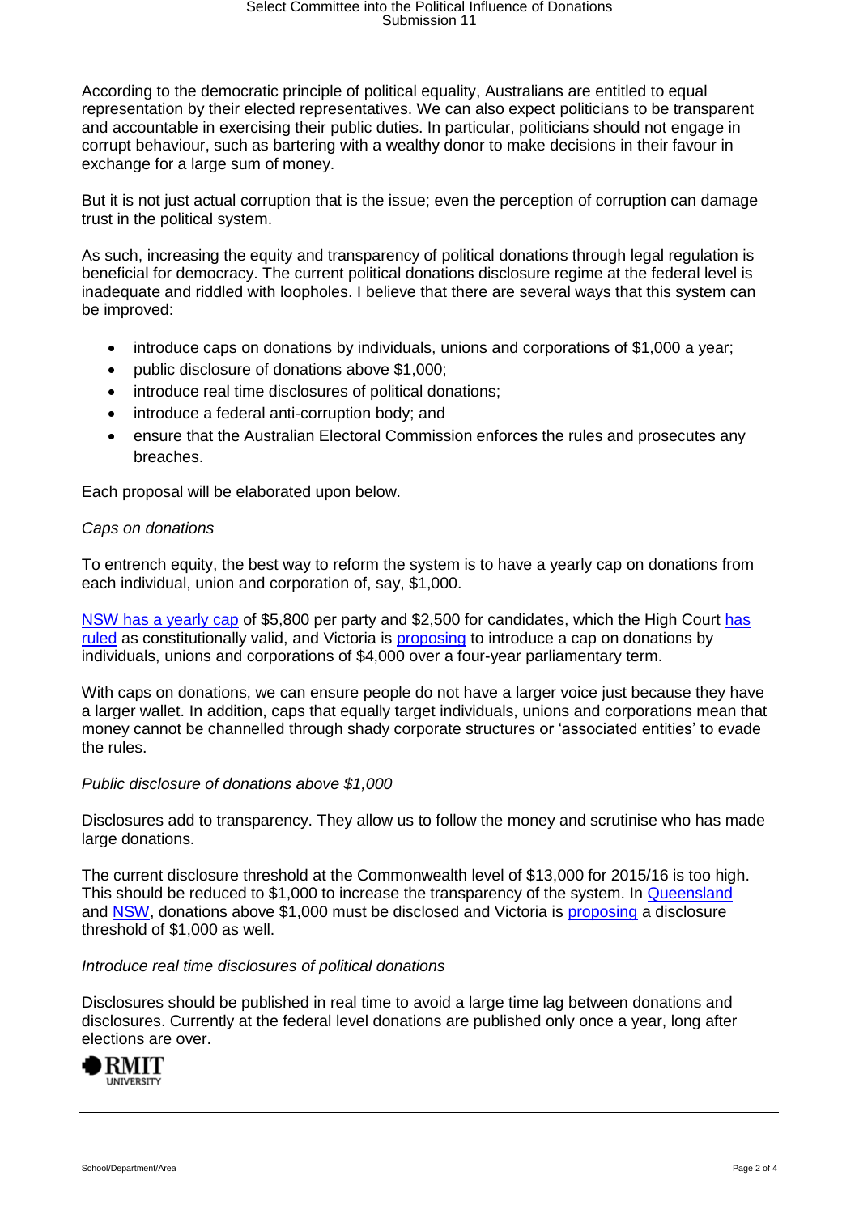According to the democratic principle of political equality, Australians are entitled to equal representation by their elected representatives. We can also expect politicians to be transparent and accountable in exercising their public duties. In particular, politicians should not engage in corrupt behaviour, such as bartering with a wealthy donor to make decisions in their favour in exchange for a large sum of money.

But it is not just actual corruption that is the issue; even the perception of corruption can damage trust in the political system.

As such, increasing the equity and transparency of political donations through legal regulation is beneficial for democracy. The current political donations disclosure regime at the federal level is inadequate and riddled with loopholes. I believe that there are several ways that this system can be improved:

- introduce caps on donations by individuals, unions and corporations of $1,000 a year;
- public disclosure of donations above $1,000;
- introduce real time disclosures of political donations;
- introduce a federal anti-corruption body; and
- ensure that the Australian Electoral Commission enforces the rules and prosecutes any breaches.

Each proposal will be elaborated upon below.

*Caps on donations*

To entrench equity, the best way to reform the system is to have a yearly cap on donations from each individual, union and corporation of, say, $1,000.

NSW has a yearly cap of $5,800 per party and $2,500 for candidates, which the High Court has ruled as constitutionally valid, and Victoria is proposing to introduce a cap on donations by individuals, unions and corporations of $4,000 over a four-year parliamentary term.

With caps on donations, we can ensure people do not have a larger voice just because they have a larger wallet. In addition, caps that equally target individuals, unions and corporations mean that money cannot be channelled through shady corporate structures or 'associated entities' to evade the rules.

*Public disclosure of donations above $1,000*

Disclosures add to transparency. They allow us to follow the money and scrutinise who has made large donations.

The current disclosure threshold at the Commonwealth level of $13,000 for 2015/16 is too high. This should be reduced to $1,000 to increase the transparency of the system. In Queensland and NSW, donations above $1,000 must be disclosed and Victoria is proposing a disclosure threshold of $1,000 as well.

*Introduce real time disclosures of political donations*

Disclosures should be published in real time to avoid a large time lag between donations and disclosures. Currently at the federal level donations are published only once a year, long after elections are over.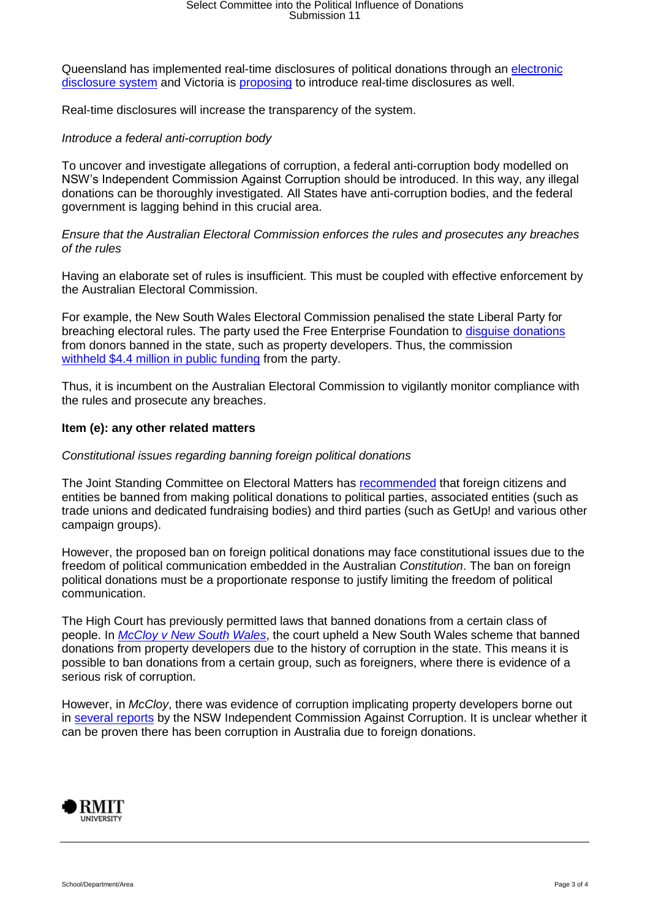Queensland has implemented real-time disclosures of political donations through an electronic disclosure system and Victoria is proposing to introduce real-time disclosures as well.

Real-time disclosures will increase the transparency of the system.

*Introduce a federal anti-corruption body*

To uncover and investigate allegations of corruption, a federal anti-corruption body modelled on NSW's Independent Commission Against Corruption should be introduced. In this way, any illegal donations can be thoroughly investigated. All States have anti-corruption bodies, and the federal government is lagging behind in this crucial area.

*Ensure that the Australian Electoral Commission enforces the rules and prosecutes any breaches of the rules*

Having an elaborate set of rules is insufficient. This must be coupled with effective enforcement by the Australian Electoral Commission.

For example, the New South Wales Electoral Commission penalised the state Liberal Party for breaching electoral rules. The party used the Free Enterprise Foundation to disguise donations from donors banned in the state, such as property developers. Thus, the commission withheld $4.4 million in public funding from the party.

Thus, it is incumbent on the Australian Electoral Commission to vigilantly monitor compliance with the rules and prosecute any breaches.

**Item (e): any other related matters**

*Constitutional issues regarding banning foreign political donations*

The Joint Standing Committee on Electoral Matters has recommended that foreign citizens and entities be banned from making political donations to political parties, associated entities (such as trade unions and dedicated fundraising bodies) and third parties (such as GetUp! and various other campaign groups).

However, the proposed ban on foreign political donations may face constitutional issues due to the freedom of political communication embedded in the Australian *Constitution*. The ban on foreign political donations must be a proportionate response to justify limiting the freedom of political communication.

The High Court has previously permitted laws that banned donations from a certain class of people. In *McCloy v New South Wales*, the court upheld a New South Wales scheme that banned donations from property developers due to the history of corruption in the state. This means it is possible to ban donations from a certain group, such as foreigners, where there is evidence of a serious risk of corruption.

However, in *McCloy*, there was evidence of corruption implicating property developers borne out in several reports by the NSW Independent Commission Against Corruption. It is unclear whether it can be proven there has been corruption in Australia due to foreign donations.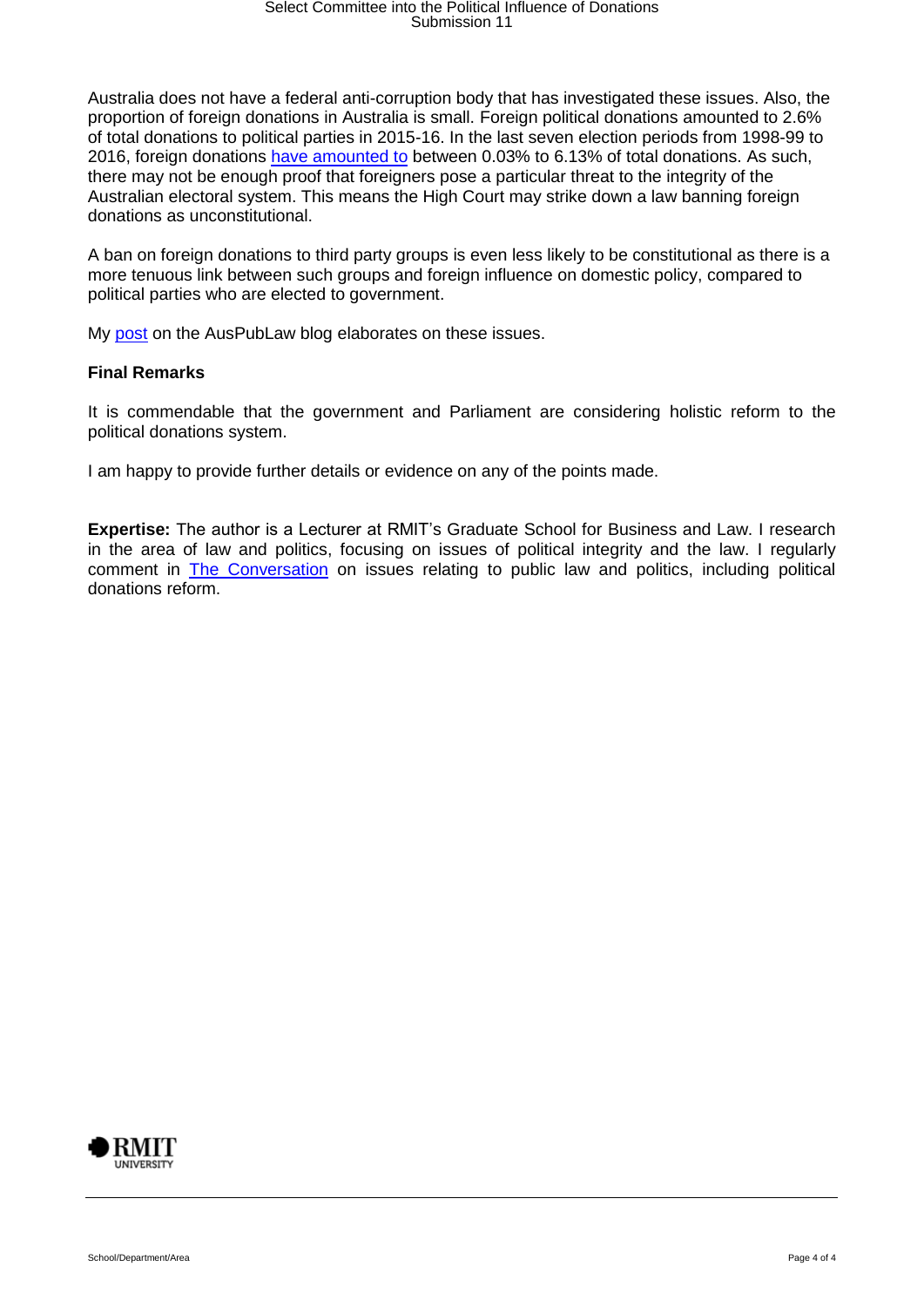Australia does not have a federal anti-corruption body that has investigated these issues. Also, the proportion of foreign donations in Australia is small. Foreign political donations amounted to 2.6% of total donations to political parties in 2015-16. In the last seven election periods from 1998-99 to 2016, foreign donations have amounted to between 0.03% to 6.13% of total donations. As such, there may not be enough proof that foreigners pose a particular threat to the integrity of the Australian electoral system. This means the High Court may strike down a law banning foreign donations as unconstitutional.

A ban on foreign donations to third party groups is even less likely to be constitutional as there is a more tenuous link between such groups and foreign influence on domestic policy, compared to political parties who are elected to government.

My post on the AusPubLaw blog elaborates on these issues.

**Final Remarks**

It is commendable that the government and Parliament are considering holistic reform to the political donations system.

I am happy to provide further details or evidence on any of the points made.

**Expertise:** The author is a Lecturer at RMIT's Graduate School for Business and Law. I research in the area of law and politics, focusing on issues of political integrity and the law. I regularly comment in The Conversation on issues relating to public law and politics, including political donations reform.